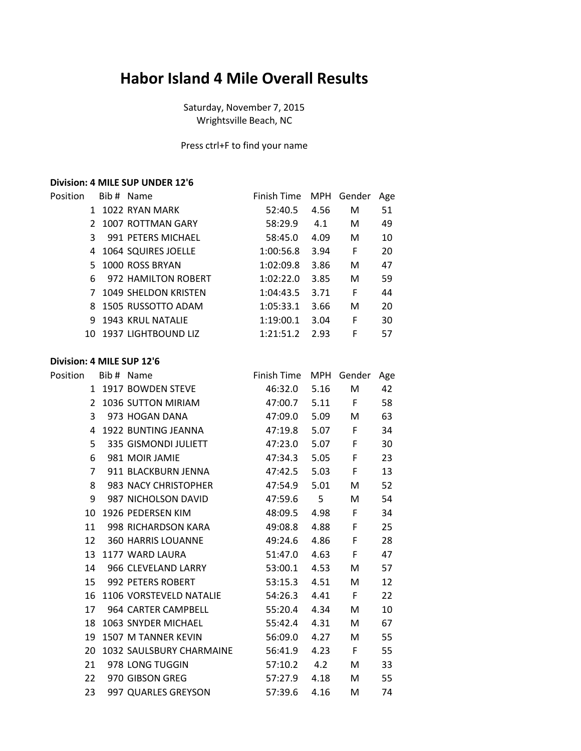# Habor Island 4 Mile Overall Results

Saturday, November 7, 2015
Wrightsville Beach, NC

Press ctrl+F to find your name

**Division: 4 MILE SUP UNDER 12'6**

| Position | Bib # | Name | Finish Time | MPH | Gender | Age |
|---|---|---|---|---|---|---|
| 1 | 1022 | RYAN MARK | 52:40.5 | 4.56 | M | 51 |
| 2 | 1007 | ROTTMAN GARY | 58:29.9 | 4.1 | M | 49 |
| 3 | 991 | PETERS MICHAEL | 58:45.0 | 4.09 | M | 10 |
| 4 | 1064 | SQUIRES JOELLE | 1:00:56.8 | 3.94 | F | 20 |
| 5 | 1000 | ROSS BRYAN | 1:02:09.8 | 3.86 | M | 47 |
| 6 | 972 | HAMILTON ROBERT | 1:02:22.0 | 3.85 | M | 59 |
| 7 | 1049 | SHELDON KRISTEN | 1:04:43.5 | 3.71 | F | 44 |
| 8 | 1505 | RUSSOTTO ADAM | 1:05:33.1 | 3.66 | M | 20 |
| 9 | 1943 | KRUL NATALIE | 1:19:00.1 | 3.04 | F | 30 |
| 10 | 1937 | LIGHTBOUND LIZ | 1:21:51.2 | 2.93 | F | 57 |

**Division: 4 MILE SUP 12'6**

| Position | Bib # | Name | Finish Time | MPH | Gender | Age |
|---|---|---|---|---|---|---|
| 1 | 1917 | BOWDEN STEVE | 46:32.0 | 5.16 | M | 42 |
| 2 | 1036 | SUTTON MIRIAM | 47:00.7 | 5.11 | F | 58 |
| 3 | 973 | HOGAN DANA | 47:09.0 | 5.09 | M | 63 |
| 4 | 1922 | BUNTING JEANNA | 47:19.8 | 5.07 | F | 34 |
| 5 | 335 | GISMONDI JULIETT | 47:23.0 | 5.07 | F | 30 |
| 6 | 981 | MOIR JAMIE | 47:34.3 | 5.05 | F | 23 |
| 7 | 911 | BLACKBURN JENNA | 47:42.5 | 5.03 | F | 13 |
| 8 | 983 | NACY CHRISTOPHER | 47:54.9 | 5.01 | M | 52 |
| 9 | 987 | NICHOLSON DAVID | 47:59.6 | 5 | M | 54 |
| 10 | 1926 | PEDERSEN KIM | 48:09.5 | 4.98 | F | 34 |
| 11 | 998 | RICHARDSON KARA | 49:08.8 | 4.88 | F | 25 |
| 12 | 360 | HARRIS LOUANNE | 49:24.6 | 4.86 | F | 28 |
| 13 | 1177 | WARD LAURA | 51:47.0 | 4.63 | F | 47 |
| 14 | 966 | CLEVELAND LARRY | 53:00.1 | 4.53 | M | 57 |
| 15 | 992 | PETERS ROBERT | 53:15.3 | 4.51 | M | 12 |
| 16 | 1106 | VORSTEVELD NATALIE | 54:26.3 | 4.41 | F | 22 |
| 17 | 964 | CARTER CAMPBELL | 55:20.4 | 4.34 | M | 10 |
| 18 | 1063 | SNYDER MICHAEL | 55:42.4 | 4.31 | M | 67 |
| 19 | 1507 | M TANNER KEVIN | 56:09.0 | 4.27 | M | 55 |
| 20 | 1032 | SAULSBURY CHARMAINE | 56:41.9 | 4.23 | F | 55 |
| 21 | 978 | LONG TUGGIN | 57:10.2 | 4.2 | M | 33 |
| 22 | 970 | GIBSON GREG | 57:27.9 | 4.18 | M | 55 |
| 23 | 997 | QUARLES GREYSON | 57:39.6 | 4.16 | M | 74 |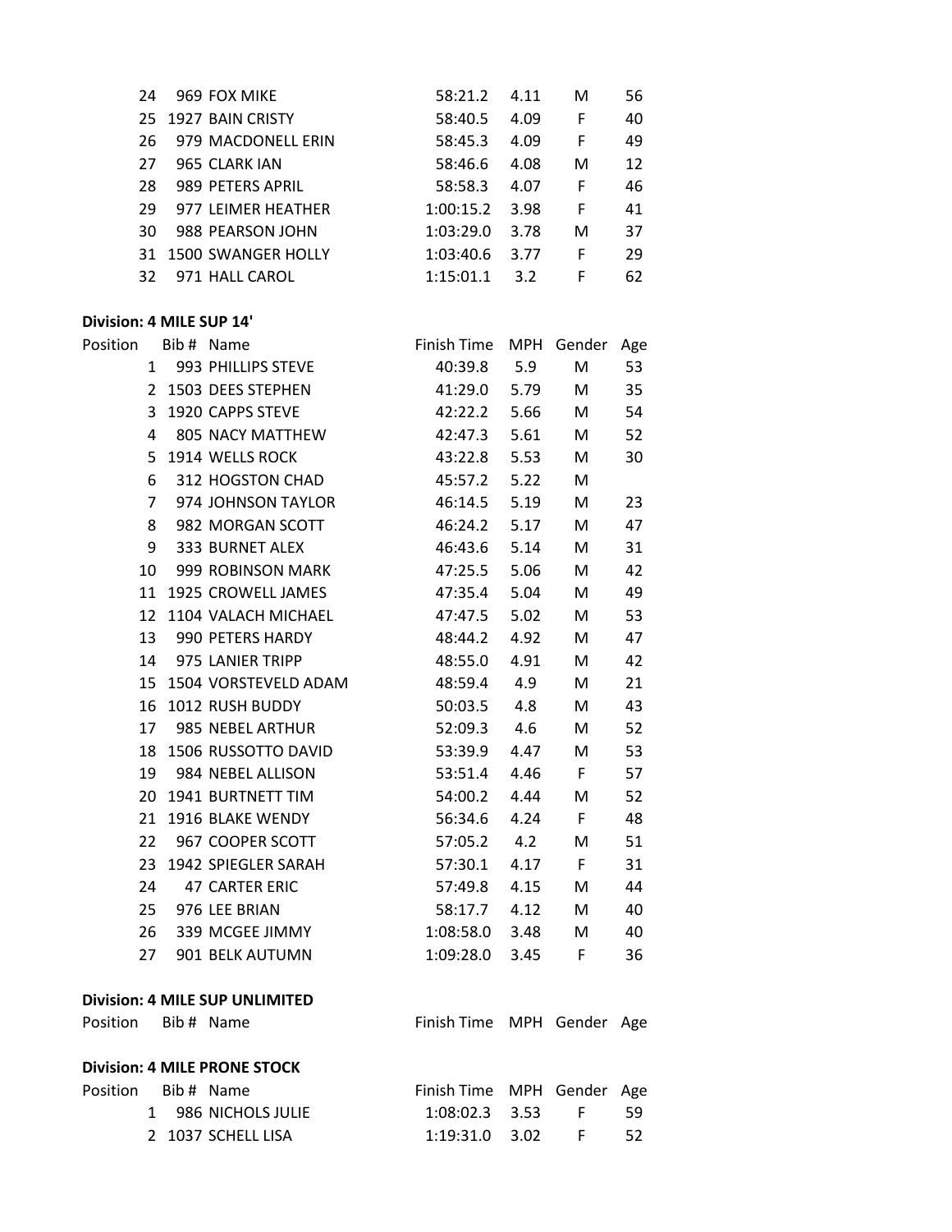| Position | Bib # | Name | Finish Time | MPH | Gender | Age |
|---|---|---|---|---|---|---|
| 24 | 969 | FOX MIKE | 58:21.2 | 4.11 | M | 56 |
| 25 | 1927 | BAIN CRISTY | 58:40.5 | 4.09 | F | 40 |
| 26 | 979 | MACDONELL ERIN | 58:45.3 | 4.09 | F | 49 |
| 27 | 965 | CLARK IAN | 58:46.6 | 4.08 | M | 12 |
| 28 | 989 | PETERS APRIL | 58:58.3 | 4.07 | F | 46 |
| 29 | 977 | LEIMER HEATHER | 1:00:15.2 | 3.98 | F | 41 |
| 30 | 988 | PEARSON JOHN | 1:03:29.0 | 3.78 | M | 37 |
| 31 | 1500 | SWANGER HOLLY | 1:03:40.6 | 3.77 | F | 29 |
| 32 | 971 | HALL CAROL | 1:15:01.1 | 3.2 | F | 62 |

**Division: 4 MILE SUP 14'**

| Position | Bib # | Name | Finish Time | MPH | Gender | Age |
|---|---|---|---|---|---|---|
| 1 | 993 | PHILLIPS STEVE | 40:39.8 | 5.9 | M | 53 |
| 2 | 1503 | DEES STEPHEN | 41:29.0 | 5.79 | M | 35 |
| 3 | 1920 | CAPPS STEVE | 42:22.2 | 5.66 | M | 54 |
| 4 | 805 | NACY MATTHEW | 42:47.3 | 5.61 | M | 52 |
| 5 | 1914 | WELLS ROCK | 43:22.8 | 5.53 | M | 30 |
| 6 | 312 | HOGSTON CHAD | 45:57.2 | 5.22 | M | |
| 7 | 974 | JOHNSON TAYLOR | 46:14.5 | 5.19 | M | 23 |
| 8 | 982 | MORGAN SCOTT | 46:24.2 | 5.17 | M | 47 |
| 9 | 333 | BURNET ALEX | 46:43.6 | 5.14 | M | 31 |
| 10 | 999 | ROBINSON MARK | 47:25.5 | 5.06 | M | 42 |
| 11 | 1925 | CROWELL JAMES | 47:35.4 | 5.04 | M | 49 |
| 12 | 1104 | VALACH MICHAEL | 47:47.5 | 5.02 | M | 53 |
| 13 | 990 | PETERS HARDY | 48:44.2 | 4.92 | M | 47 |
| 14 | 975 | LANIER TRIPP | 48:55.0 | 4.91 | M | 42 |
| 15 | 1504 | VORSTEVELD ADAM | 48:59.4 | 4.9 | M | 21 |
| 16 | 1012 | RUSH BUDDY | 50:03.5 | 4.8 | M | 43 |
| 17 | 985 | NEBEL ARTHUR | 52:09.3 | 4.6 | M | 52 |
| 18 | 1506 | RUSSOTTO DAVID | 53:39.9 | 4.47 | M | 53 |
| 19 | 984 | NEBEL ALLISON | 53:51.4 | 4.46 | F | 57 |
| 20 | 1941 | BURTNETT TIM | 54:00.2 | 4.44 | M | 52 |
| 21 | 1916 | BLAKE WENDY | 56:34.6 | 4.24 | F | 48 |
| 22 | 967 | COOPER SCOTT | 57:05.2 | 4.2 | M | 51 |
| 23 | 1942 | SPIEGLER SARAH | 57:30.1 | 4.17 | F | 31 |
| 24 | 47 | CARTER ERIC | 57:49.8 | 4.15 | M | 44 |
| 25 | 976 | LEE BRIAN | 58:17.7 | 4.12 | M | 40 |
| 26 | 339 | MCGEE JIMMY | 1:08:58.0 | 3.48 | M | 40 |
| 27 | 901 | BELK AUTUMN | 1:09:28.0 | 3.45 | F | 36 |

**Division: 4 MILE SUP UNLIMITED**

| Position | Bib # | Name | Finish Time | MPH | Gender | Age |
|---|---|---|---|---|---|---|

**Division: 4 MILE PRONE STOCK**

| Position | Bib # | Name | Finish Time | MPH | Gender | Age |
|---|---|---|---|---|---|---|
| 1 | 986 | NICHOLS JULIE | 1:08:02.3 | 3.53 | F | 59 |
| 2 | 1037 | SCHELL LISA | 1:19:31.0 | 3.02 | F | 52 |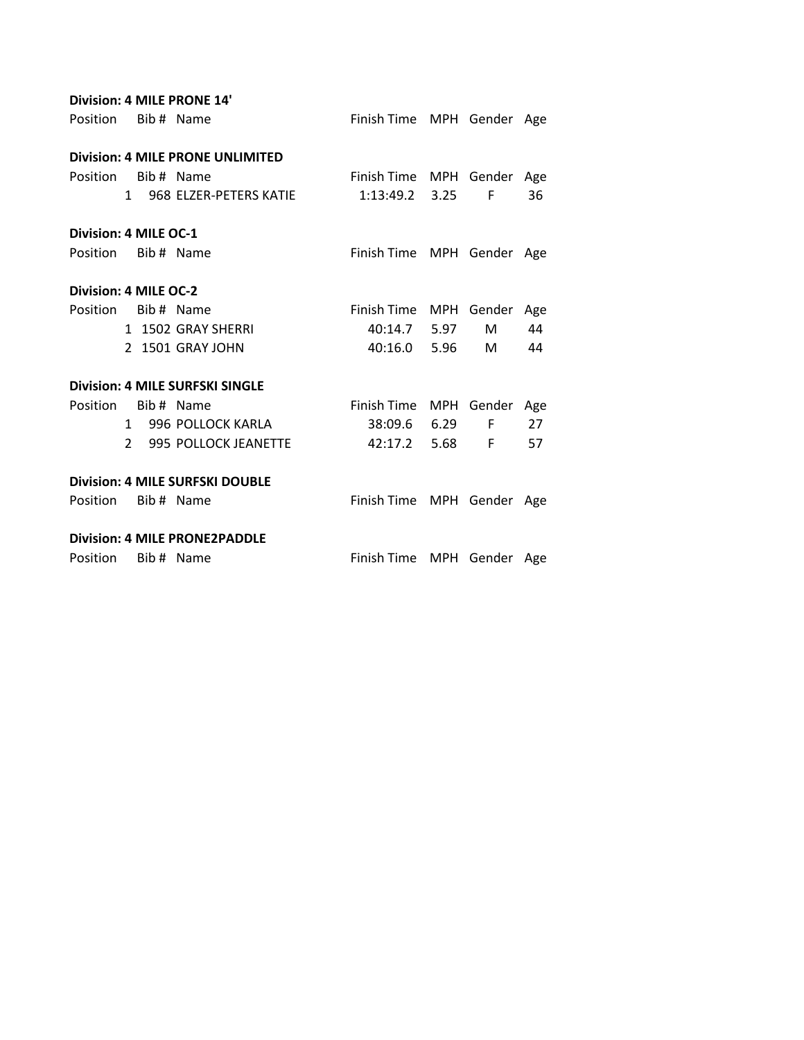**Division: 4 MILE PRONE 14'**

| Position | Bib # | Name | Finish Time | MPH | Gender | Age |
|---|---|---|---|---|---|---|

**Division: 4 MILE PRONE UNLIMITED**

| Position | Bib # | Name | Finish Time | MPH | Gender | Age |
|---|---|---|---|---|---|---|
| 1 | 968 | ELZER-PETERS KATIE | 1:13:49.2 | 3.25 | F | 36 |

**Division: 4 MILE OC-1**

| Position | Bib # | Name | Finish Time | MPH | Gender | Age |
|---|---|---|---|---|---|---|

**Division: 4 MILE OC-2**

| Position | Bib # | Name | Finish Time | MPH | Gender | Age |
|---|---|---|---|---|---|---|
| 1 | 1502 | GRAY SHERRI | 40:14.7 | 5.97 | M | 44 |
| 2 | 1501 | GRAY JOHN | 40:16.0 | 5.96 | M | 44 |

**Division: 4 MILE SURFSKI SINGLE**

| Position | Bib # | Name | Finish Time | MPH | Gender | Age |
|---|---|---|---|---|---|---|
| 1 | 996 | POLLOCK KARLA | 38:09.6 | 6.29 | F | 27 |
| 2 | 995 | POLLOCK JEANETTE | 42:17.2 | 5.68 | F | 57 |

**Division: 4 MILE SURFSKI DOUBLE**

| Position | Bib # | Name | Finish Time | MPH | Gender | Age |
|---|---|---|---|---|---|---|

**Division: 4 MILE PRONE2PADDLE**

| Position | Bib # | Name | Finish Time | MPH | Gender | Age |
|---|---|---|---|---|---|---|